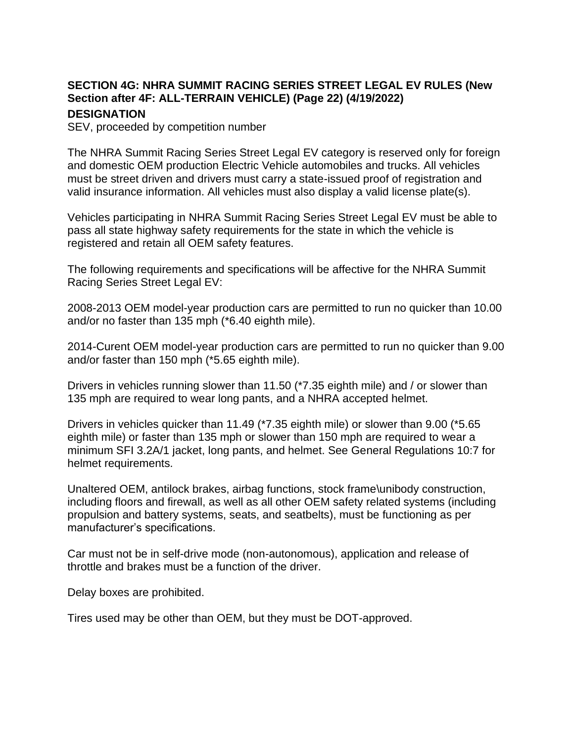**SECTION 4G: NHRA SUMMIT RACING SERIES STREET LEGAL EV RULES (New Section after 4F: ALL-TERRAIN VEHICLE) (Page 22) (4/19/2022)**

**DESIGNATION**

SEV, proceeded by competition number

The NHRA Summit Racing Series Street Legal EV category is reserved only for foreign and domestic OEM production Electric Vehicle automobiles and trucks. All vehicles must be street driven and drivers must carry a state-issued proof of registration and valid insurance information. All vehicles must also display a valid license plate(s).

Vehicles participating in NHRA Summit Racing Series Street Legal EV must be able to pass all state highway safety requirements for the state in which the vehicle is registered and retain all OEM safety features.

The following requirements and specifications will be affective for the NHRA Summit Racing Series Street Legal EV:

2008-2013 OEM model-year production cars are permitted to run no quicker than 10.00 and/or no faster than 135 mph (*6.40 eighth mile).

2014-Curent OEM model-year production cars are permitted to run no quicker than 9.00 and/or faster than 150 mph (*5.65 eighth mile).

Drivers in vehicles running slower than 11.50 (*7.35 eighth mile) and / or slower than 135 mph are required to wear long pants, and a NHRA accepted helmet.

Drivers in vehicles quicker than 11.49 (*7.35 eighth mile) or slower than 9.00 (*5.65 eighth mile) or faster than 135 mph or slower than 150 mph are required to wear a minimum SFI 3.2A/1 jacket, long pants, and helmet. See General Regulations 10:7 for helmet requirements.

Unaltered OEM, antilock brakes, airbag functions, stock frame\unibody construction, including floors and firewall, as well as all other OEM safety related systems (including propulsion and battery systems, seats, and seatbelts), must be functioning as per manufacturer's specifications.

Car must not be in self-drive mode (non-autonomous), application and release of throttle and brakes must be a function of the driver.

Delay boxes are prohibited.

Tires used may be other than OEM, but they must be DOT-approved.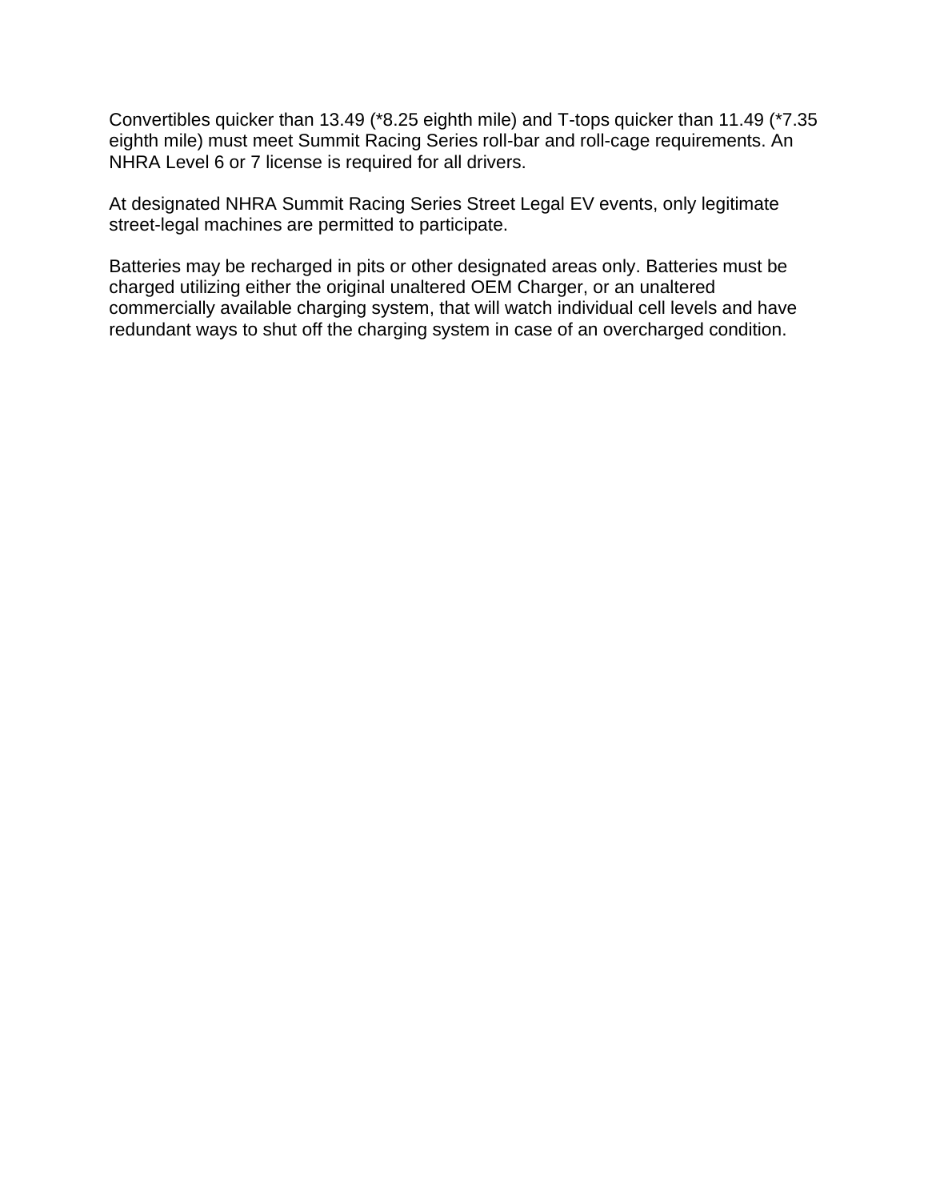Convertibles quicker than 13.49 (*8.25 eighth mile) and T-tops quicker than 11.49 (*7.35 eighth mile) must meet Summit Racing Series roll-bar and roll-cage requirements. An NHRA Level 6 or 7 license is required for all drivers.

At designated NHRA Summit Racing Series Street Legal EV events, only legitimate street-legal machines are permitted to participate.

Batteries may be recharged in pits or other designated areas only. Batteries must be charged utilizing either the original unaltered OEM Charger, or an unaltered commercially available charging system, that will watch individual cell levels and have redundant ways to shut off the charging system in case of an overcharged condition.